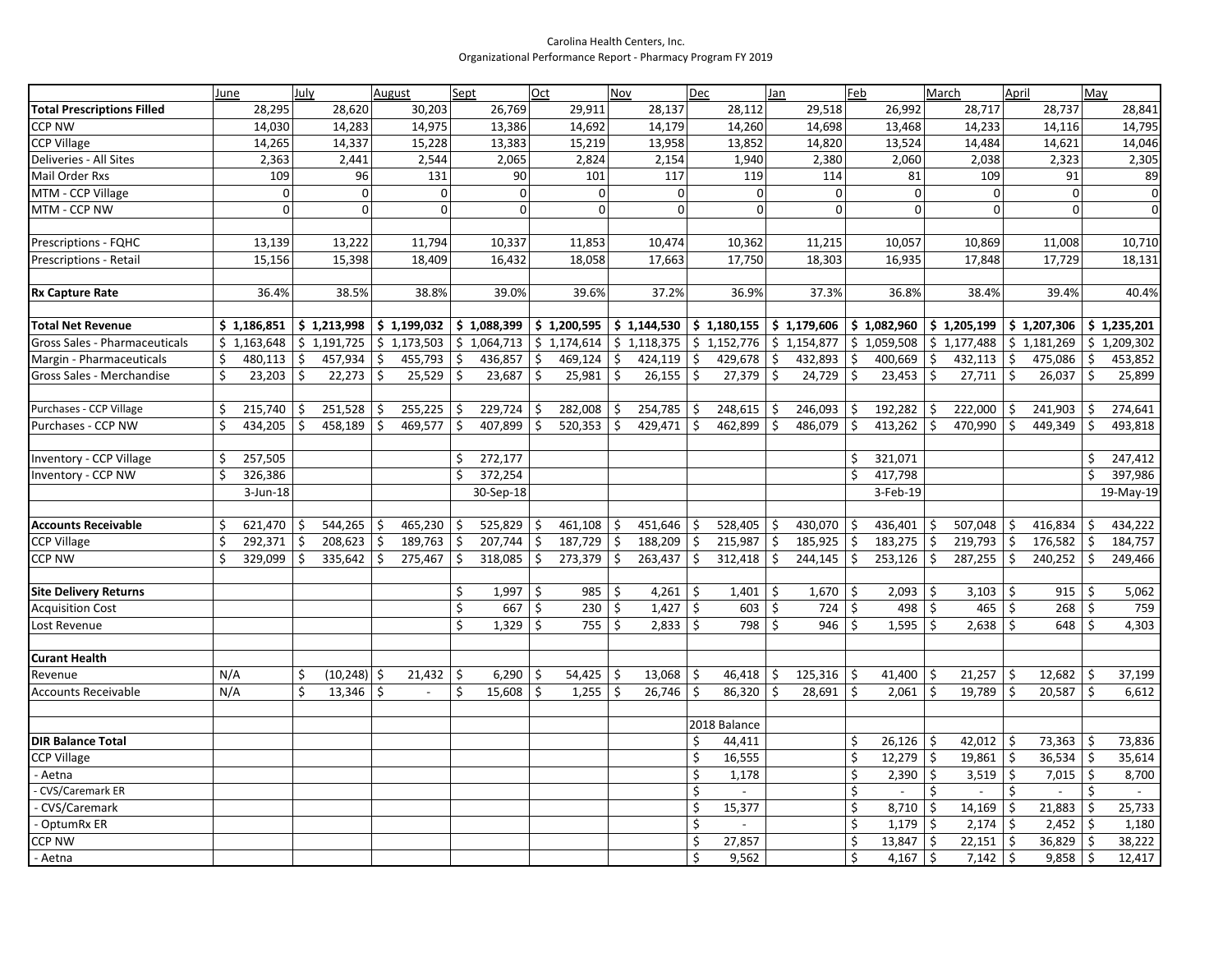Carolina Health Centers, Inc.
Organizational Performance Report - Pharmacy Program FY 2019

| | June | July | August | Sept | Oct | Nov | Dec | Jan | Feb | March | April | May |
|---|---|---|---|---|---|---|---|---|---|---|---|---|
| **Total Prescriptions Filled** | 28,295 | 28,620 | 30,203 | 26,769 | 29,911 | 28,137 | 28,112 | 29,518 | 26,992 | 28,717 | 28,737 | 28,841 |
| CCP NW | 14,030 | 14,283 | 14,975 | 13,386 | 14,692 | 14,179 | 14,260 | 14,698 | 13,468 | 14,233 | 14,116 | 14,795 |
| CCP Village | 14,265 | 14,337 | 15,228 | 13,383 | 15,219 | 13,958 | 13,852 | 14,820 | 13,524 | 14,484 | 14,621 | 14,046 |
| Deliveries - All Sites | 2,363 | 2,441 | 2,544 | 2,065 | 2,824 | 2,154 | 1,940 | 2,380 | 2,060 | 2,038 | 2,323 | 2,305 |
| Mail Order Rxs | 109 | 96 | 131 | 90 | 101 | 117 | 119 | 114 | 81 | 109 | 91 | 89 |
| MTM - CCP Village | 0 | 0 | 0 | 0 | 0 | 0 | 0 | 0 | 0 | 0 | 0 | 0 |
| MTM - CCP NW | 0 | 0 | 0 | 0 | 0 | 0 | 0 | 0 | 0 | 0 | 0 | 0 |
| | | | | | | | | | | | | |
| Prescriptions - FQHC | 13,139 | 13,222 | 11,794 | 10,337 | 11,853 | 10,474 | 10,362 | 11,215 | 10,057 | 10,869 | 11,008 | 10,710 |
| Prescriptions - Retail | 15,156 | 15,398 | 18,409 | 16,432 | 18,058 | 17,663 | 17,750 | 18,303 | 16,935 | 17,848 | 17,729 | 18,131 |
| | | | | | | | | | | | | |
| **Rx Capture Rate** | 36.4% | 38.5% | 38.8% | 39.0% | 39.6% | 37.2% | 36.9% | 37.3% | 36.8% | 38.4% | 39.4% | 40.4% |
| | | | | | | | | | | | | |
| **Total Net Revenue** | **$ 1,186,851** | **$ 1,213,998** | **$ 1,199,032** | **$ 1,088,399** | **$ 1,200,595** | **$ 1,144,530** | **$ 1,180,155** | **$ 1,179,606** | **$ 1,082,960** | **$ 1,205,199** | **$ 1,207,306** | **$ 1,235,201** |
| Gross Sales - Pharmaceuticals | $ 1,163,648 | $ 1,191,725 | $ 1,173,503 | $ 1,064,713 | $ 1,174,614 | $ 1,118,375 | $ 1,152,776 | $ 1,154,877 | $ 1,059,508 | $ 1,177,488 | $ 1,181,269 | $ 1,209,302 |
| Margin - Pharmaceuticals | $ 480,113 | $ 457,934 | $ 455,793 | $ 436,857 | $ 469,124 | $ 424,119 | $ 429,678 | $ 432,893 | $ 400,669 | $ 432,113 | $ 475,086 | $ 453,852 |
| Gross Sales - Merchandise | $ 23,203 | $ 22,273 | $ 25,529 | $ 23,687 | $ 25,981 | $ 26,155 | $ 27,379 | $ 24,729 | $ 23,453 | $ 27,711 | $ 26,037 | $ 25,899 |
| | | | | | | | | | | | | |
| Purchases - CCP Village | $ 215,740 | $ 251,528 | $ 255,225 | $ 229,724 | $ 282,008 | $ 254,785 | $ 248,615 | $ 246,093 | $ 192,282 | $ 222,000 | $ 241,903 | $ 274,641 |
| Purchases - CCP NW | $ 434,205 | $ 458,189 | $ 469,577 | $ 407,899 | $ 520,353 | $ 429,471 | $ 462,899 | $ 486,079 | $ 413,262 | $ 470,990 | $ 449,349 | $ 493,818 |
| | | | | | | | | | | | | |
| Inventory - CCP Village | $ 257,505 | | | $ 272,177 | | | | | $ 321,071 | | | $ 247,412 |
| Inventory - CCP NW | $ 326,386 | | | $ 372,254 | | | | | $ 417,798 | | | $ 397,986 |
| | 3-Jun-18 | | | 30-Sep-18 | | | | | 3-Feb-19 | | | 19-May-19 |
| | | | | | | | | | | | | |
| **Accounts Receivable** | $ 621,470 | $ 544,265 | $ 465,230 | $ 525,829 | $ 461,108 | $ 451,646 | $ 528,405 | $ 430,070 | $ 436,401 | $ 507,048 | $ 416,834 | $ 434,222 |
| CCP Village | $ 292,371 | $ 208,623 | $ 189,763 | $ 207,744 | $ 187,729 | $ 188,209 | $ 215,987 | $ 185,925 | $ 183,275 | $ 219,793 | $ 176,582 | $ 184,757 |
| CCP NW | $ 329,099 | $ 335,642 | $ 275,467 | $ 318,085 | $ 273,379 | $ 263,437 | $ 312,418 | $ 244,145 | $ 253,126 | $ 287,255 | $ 240,252 | $ 249,466 |
| | | | | | | | | | | | | |
| **Site Delivery Returns** | | | | $ 1,997 | $ 985 | $ 4,261 | $ 1,401 | $ 1,670 | $ 2,093 | $ 3,103 | $ 915 | $ 5,062 |
| Acquisition Cost | | | | $ 667 | $ 230 | $ 1,427 | $ 603 | $ 724 | $ 498 | $ 465 | $ 268 | $ 759 |
| Lost Revenue | | | | $ 1,329 | $ 755 | $ 2,833 | $ 798 | $ 946 | $ 1,595 | $ 2,638 | $ 648 | $ 4,303 |
| | | | | | | | | | | | | |
| **Curant Health** | | | | | | | | | | | | |
| Revenue | N/A | $ (10,248) | $ 21,432 | $ 6,290 | $ 54,425 | $ 13,068 | $ 46,418 | $ 125,316 | $ 41,400 | $ 21,257 | $ 12,682 | $ 37,199 |
| Accounts Receivable | N/A | $ 13,346 | $ - | $ 15,608 | $ 1,255 | $ 26,746 | $ 86,320 | $ 28,691 | $ 2,061 | $ 19,789 | $ 20,587 | $ 6,612 |
| | | | | | | | | | | | | |
| | | | | | | | 2018 Balance | | | | | |
| **DIR Balance Total** | | | | | | | $ 44,411 | | $ 26,126 | $ 42,012 | $ 73,363 | $ 73,836 |
| CCP Village | | | | | | | $ 16,555 | | $ 12,279 | $ 19,861 | $ 36,534 | $ 35,614 |
| - Aetna | | | | | | | $ 1,178 | | $ 2,390 | $ 3,519 | $ 7,015 | $ 8,700 |
| - CVS/Caremark ER | | | | | | | $ - | | $ - | $ - | $ - | $ - |
| - CVS/Caremark | | | | | | | $ 15,377 | | $ 8,710 | $ 14,169 | $ 21,883 | $ 25,733 |
| - OptumRx ER | | | | | | | $ - | | $ 1,179 | $ 2,174 | $ 2,452 | $ 1,180 |
| CCP NW | | | | | | | $ 27,857 | | $ 13,847 | $ 22,151 | $ 36,829 | $ 38,222 |
| - Aetna | | | | | | | $ 9,562 | | $ 4,167 | $ 7,142 | $ 9,858 | $ 12,417 |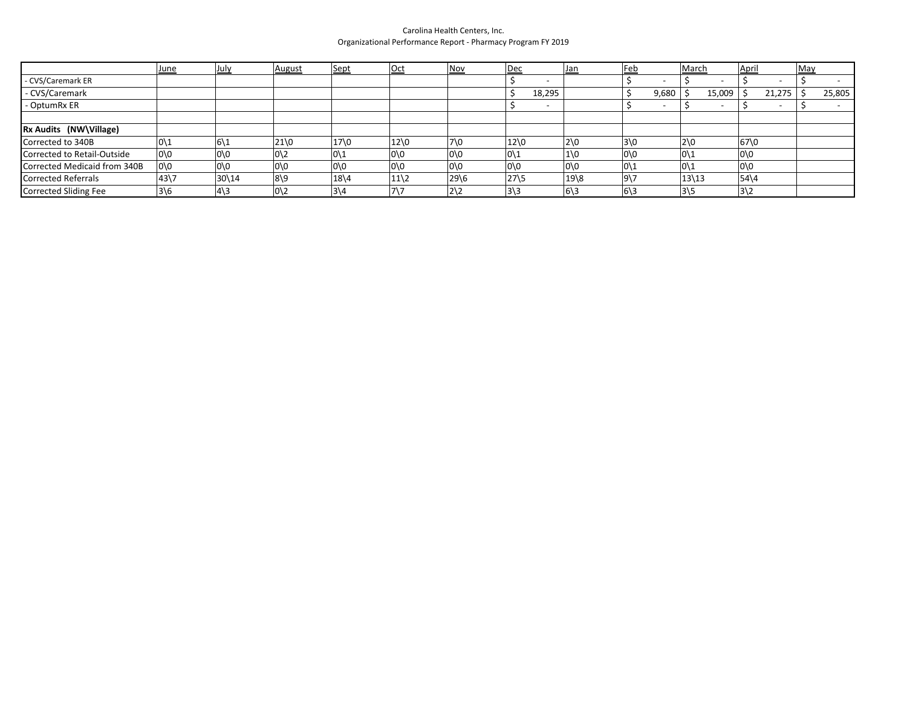Carolina Health Centers, Inc.
Organizational Performance Report - Pharmacy Program FY 2019

| | June | July | August | Sept | Oct | Nov | Dec | Jan | Feb | March | April | May |
|---|---|---|---|---|---|---|---|---|---|---|---|---|
| - CVS/Caremark ER | | | | | | | $ - | | $ - | $ - | $ - | $ - |
| - CVS/Caremark | | | | | | | $ 18,295 | | $ 9,680 | $ 15,009 | $ 21,275 | $ 25,805 |
| - OptumRx ER | | | | | | | $ - | | $ - | $ - | $ - | $ - |
| | | | | | | | | | | | | |
| **Rx Audits (NW\Village)** | | | | | | | | | | | | |
| Corrected to 340B | 0\1 | 6\1 | 21\0 | 17\0 | 12\0 | 7\0 | 12\0 | 2\0 | 3\0 | 2\0 | 67\0 | |
| Corrected to Retail-Outside | 0\0 | 0\0 | 0\2 | 0\1 | 0\0 | 0\0 | 0\1 | 1\0 | 0\0 | 0\1 | 0\0 | |
| Corrected Medicaid from 340B | 0\0 | 0\0 | 0\0 | 0\0 | 0\0 | 0\0 | 0\0 | 0\0 | 0\1 | 0\1 | 0\0 | |
| Corrected Referrals | 43\7 | 30\14 | 8\9 | 18\4 | 11\2 | 29\6 | 27\5 | 19\8 | 9\7 | 13\13 | 54\4 | |
| Corrected Sliding Fee | 3\6 | 4\3 | 0\2 | 3\4 | 7\7 | 2\2 | 3\3 | 6\3 | 6\3 | 3\5 | 3\2 | |